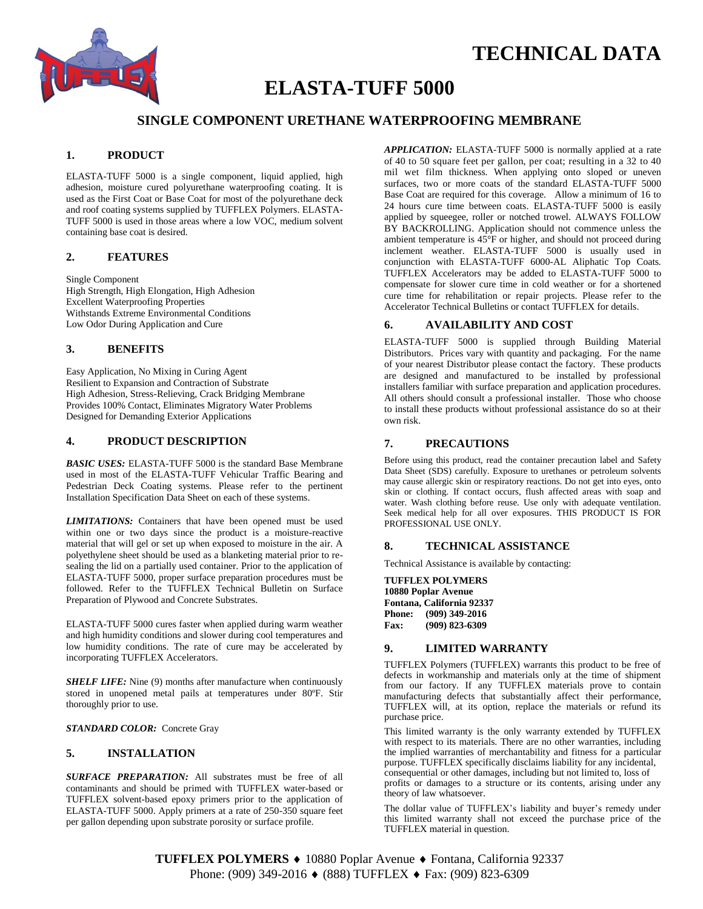# TECHNICAL DATA

# ELASTA-TUFF 5000

## SINGLE COMPONENT URETHANE WATERPROOFING MEMBRANE

### 1. PRODUCT

ELASTA-TUFF 5000 is a single component, liquid applied, high adhesion, moisture cured polyurethane waterproofing coating. It is used as the First Coat or Base Coat for most of the polyurethane deck and roof coating systems supplied by TUFFLEX Polymers. ELASTA-TUFF 5000 is used in those areas where a low VOC, medium solvent containing base coat is desired.

### 2. FEATURES

Single Component
High Strength, High Elongation, High Adhesion
Excellent Waterproofing Properties
Withstands Extreme Environmental Conditions
Low Odor During Application and Cure

### 3. BENEFITS

Easy Application, No Mixing in Curing Agent
Resilient to Expansion and Contraction of Substrate
High Adhesion, Stress-Relieving, Crack Bridging Membrane
Provides 100% Contact, Eliminates Migratory Water Problems
Designed for Demanding Exterior Applications

### 4. PRODUCT DESCRIPTION

***BASIC USES:*** ELASTA-TUFF 5000 is the standard Base Membrane used in most of the ELASTA-TUFF Vehicular Traffic Bearing and Pedestrian Deck Coating systems. Please refer to the pertinent Installation Specification Data Sheet on each of these systems.

***LIMITATIONS:*** Containers that have been opened must be used within one or two days since the product is a moisture-reactive material that will gel or set up when exposed to moisture in the air. A polyethylene sheet should be used as a blanketing material prior to re-sealing the lid on a partially used container. Prior to the application of ELASTA-TUFF 5000, proper surface preparation procedures must be followed. Refer to the TUFFLEX Technical Bulletin on Surface Preparation of Plywood and Concrete Substrates.

ELASTA-TUFF 5000 cures faster when applied during warm weather and high humidity conditions and slower during cool temperatures and low humidity conditions. The rate of cure may be accelerated by incorporating TUFFLEX Accelerators.

***SHELF LIFE:*** Nine (9) months after manufacture when continuously stored in unopened metal pails at temperatures under 80ºF. Stir thoroughly prior to use.

***STANDARD COLOR:*** Concrete Gray

### 5. INSTALLATION

***SURFACE PREPARATION:*** All substrates must be free of all contaminants and should be primed with TUFFLEX water-based or TUFFLEX solvent-based epoxy primers prior to the application of ELASTA-TUFF 5000. Apply primers at a rate of 250-350 square feet per gallon depending upon substrate porosity or surface profile.

***APPLICATION:*** ELASTA-TUFF 5000 is normally applied at a rate of 40 to 50 square feet per gallon, per coat; resulting in a 32 to 40 mil wet film thickness. When applying onto sloped or uneven surfaces, two or more coats of the standard ELASTA-TUFF 5000 Base Coat are required for this coverage. Allow a minimum of 16 to 24 hours cure time between coats. ELASTA-TUFF 5000 is easily applied by squeegee, roller or notched trowel. ALWAYS FOLLOW BY BACKROLLING. Application should not commence unless the ambient temperature is 45°F or higher, and should not proceed during inclement weather. ELASTA-TUFF 5000 is usually used in conjunction with ELASTA-TUFF 6000-AL Aliphatic Top Coats. TUFFLEX Accelerators may be added to ELASTA-TUFF 5000 to compensate for slower cure time in cold weather or for a shortened cure time for rehabilitation or repair projects. Please refer to the Accelerator Technical Bulletins or contact TUFFLEX for details.

### 6. AVAILABILITY AND COST

ELASTA-TUFF 5000 is supplied through Building Material Distributors. Prices vary with quantity and packaging. For the name of your nearest Distributor please contact the factory. These products are designed and manufactured to be installed by professional installers familiar with surface preparation and application procedures. All others should consult a professional installer. Those who choose to install these products without professional assistance do so at their own risk.

### 7. PRECAUTIONS

Before using this product, read the container precaution label and Safety Data Sheet (SDS) carefully. Exposure to urethanes or petroleum solvents may cause allergic skin or respiratory reactions. Do not get into eyes, onto skin or clothing. If contact occurs, flush affected areas with soap and water. Wash clothing before reuse. Use only with adequate ventilation. Seek medical help for all over exposures. THIS PRODUCT IS FOR PROFESSIONAL USE ONLY.

### 8. TECHNICAL ASSISTANCE

Technical Assistance is available by contacting:

**TUFFLEX POLYMERS**
**10880 Poplar Avenue**
**Fontana, California 92337**
**Phone: (909) 349-2016**
**Fax: (909) 823-6309**

### 9. LIMITED WARRANTY

TUFFLEX Polymers (TUFFLEX) warrants this product to be free of defects in workmanship and materials only at the time of shipment from our factory. If any TUFFLEX materials prove to contain manufacturing defects that substantially affect their performance, TUFFLEX will, at its option, replace the materials or refund its purchase price.

This limited warranty is the only warranty extended by TUFFLEX with respect to its materials. There are no other warranties, including the implied warranties of merchantability and fitness for a particular purpose. TUFFLEX specifically disclaims liability for any incidental, consequential or other damages, including but not limited to, loss of profits or damages to a structure or its contents, arising under any theory of law whatsoever.

The dollar value of TUFFLEX's liability and buyer's remedy under this limited warranty shall not exceed the purchase price of the TUFFLEX material in question.

**TUFFLEX POLYMERS** ♦ 10880 Poplar Avenue ♦ Fontana, California 92337
Phone: (909) 349-2016 ♦ (888) TUFFLEX ♦ Fax: (909) 823-6309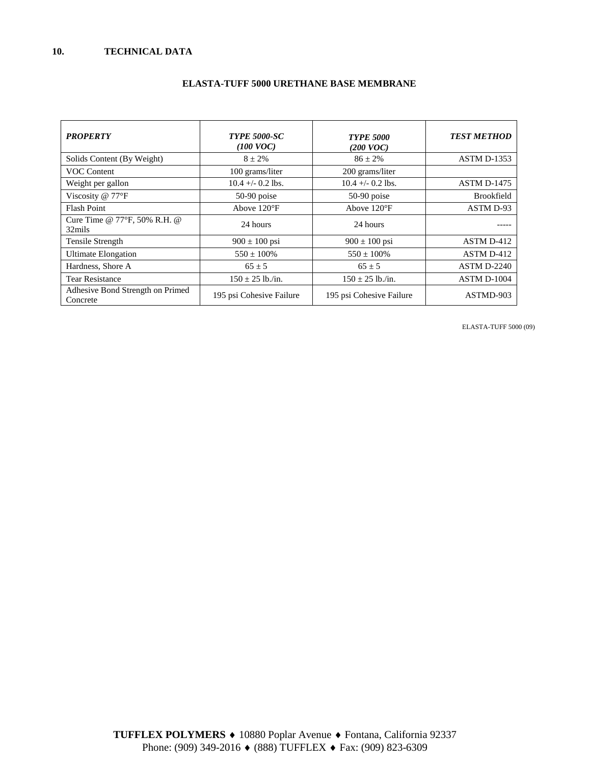## 10. TECHNICAL DATA

### ELASTA-TUFF 5000 URETHANE BASE MEMBRANE

| ***PROPERTY*** | ***TYPE 5000-SC (100 VOC)*** | ***TYPE 5000 (200 VOC)*** | ***TEST METHOD*** |
|---|---|---|---|
| Solids Content (By Weight) | 8 ± 2% | 86 ± 2% | ASTM D-1353 |
| VOC Content | 100 grams/liter | 200 grams/liter | |
| Weight per gallon | 10.4 +/- 0.2 lbs. | 10.4 +/- 0.2 lbs. | ASTM D-1475 |
| Viscosity @ 77°F | 50-90 poise | 50-90 poise | Brookfield |
| Flash Point | Above 120°F | Above 120°F | ASTM D-93 |
| Cure Time @ 77°F, 50% R.H. @ 32mils | 24 hours | 24 hours | ----- |
| Tensile Strength | 900 ± 100 psi | 900 ± 100 psi | ASTM D-412 |
| Ultimate Elongation | 550 ± 100% | 550 ± 100% | ASTM D-412 |
| Hardness, Shore A | 65 ± 5 | 65 ± 5 | ASTM D-2240 |
| Tear Resistance | 150 ± 25 lb./in. | 150 ± 25 lb./in. | ASTM D-1004 |
| Adhesive Bond Strength on Primed Concrete | 195 psi Cohesive Failure | 195 psi Cohesive Failure | ASTMD-903 |

ELASTA-TUFF 5000 (09)

**TUFFLEX POLYMERS** ♦ 10880 Poplar Avenue ♦ Fontana, California 92337
Phone: (909) 349-2016 ♦ (888) TUFFLEX ♦ Fax: (909) 823-6309